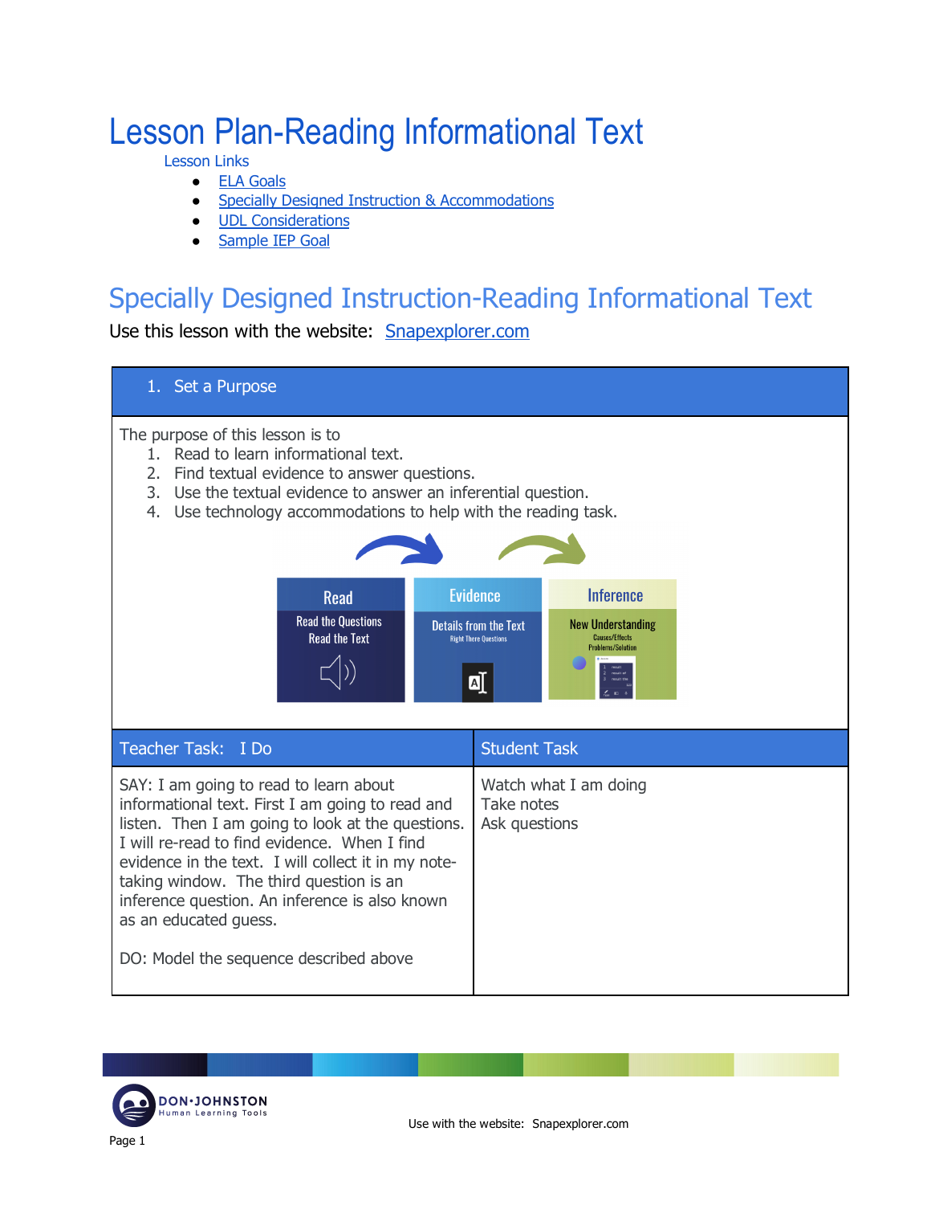# Lesson Plan-Reading Informational Text

Lesson Links

- ELA Goals
- Specially Designed Instruction & Accommodations
- UDL Considerations
- Sample IEP Goal

## Specially Designed Instruction-Reading Informational Text

Use this lesson with the website: Snapexplorer.com

| 1. Set a Purpose | |
|---|---|
| The purpose of this lesson is to<br>1. Read to learn informational text.<br>2. Find textual evidence to answer questions.<br>3. Use the textual evidence to answer an inferential question.<br>4. Use technology accommodations to help with the reading task.<br><br>Read: Read the Questions, Read the Text → Evidence: Details from the Text, Right There Questions → Inference: New Understanding, Causes/Effects, Problems/Solution | |
| **Teacher Task: I Do** | **Student Task** |
| SAY: I am going to read to learn about informational text. First I am going to read and listen. Then I am going to look at the questions. I will re-read to find evidence. When I find evidence in the text. I will collect it in my note-taking window. The third question is an inference question. An inference is also known as an educated guess.<br><br>DO: Model the sequence described above | Watch what I am doing<br>Take notes<br>Ask questions |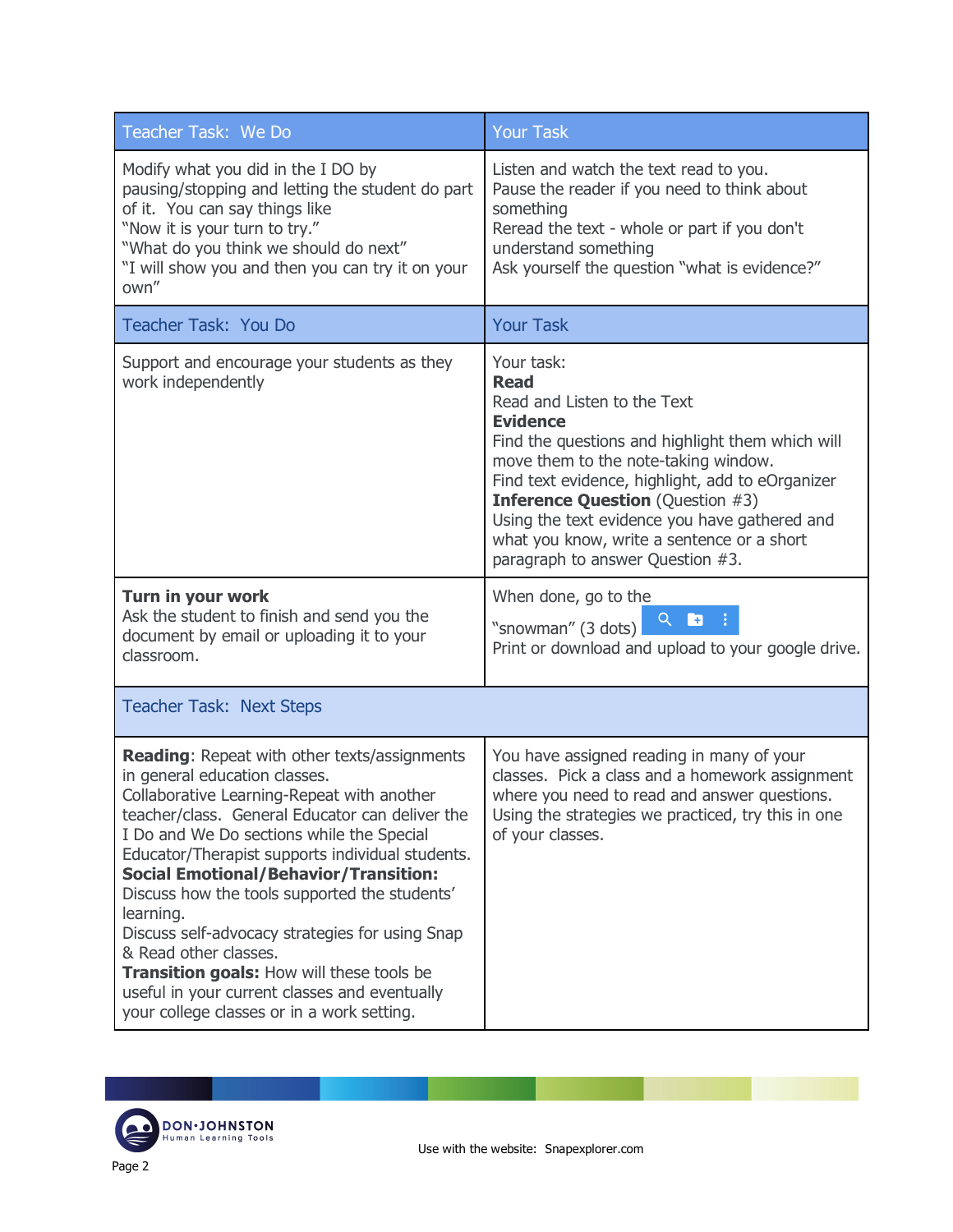| Teacher Task: We Do | Your Task |
| --- | --- |
| Modify what you did in the I DO by pausing/stopping and letting the student do part of it. You can say things like<br>"Now it is your turn to try."<br>"What do you think we should do next"<br>"I will show you and then you can try it on your own" | Listen and watch the text read to you.<br>Pause the reader if you need to think about something<br>Reread the text - whole or part if you don't understand something<br>Ask yourself the question "what is evidence?" |
| **Teacher Task: You Do** | **Your Task** |
| Support and encourage your students as they work independently | Your task:<br>**Read**<br>Read and Listen to the Text<br>**Evidence**<br>Find the questions and highlight them which will move them to the note-taking window.<br>Find text evidence, highlight, add to eOrganizer<br>**Inference Question** (Question #3)<br>Using the text evidence you have gathered and what you know, write a sentence or a short paragraph to answer Question #3. |
| **Turn in your work**<br>Ask the student to finish and send you the document by email or uploading it to your classroom. | When done, go to the "snowman" (3 dots)<br>Print or download and upload to your google drive. |
| **Teacher Task: Next Steps** | |
| **Reading**: Repeat with other texts/assignments in general education classes.<br>Collaborative Learning-Repeat with another teacher/class. General Educator can deliver the I Do and We Do sections while the Special Educator/Therapist supports individual students.<br>**Social Emotional/Behavior/Transition:** Discuss how the tools supported the students' learning.<br>Discuss self-advocacy strategies for using Snap & Read other classes.<br>**Transition goals:** How will these tools be useful in your current classes and eventually your college classes or in a work setting. | You have assigned reading in many of your classes. Pick a class and a homework assignment where you need to read and answer questions. Using the strategies we practiced, try this in one of your classes. |

Use with the website: Snapexplorer.com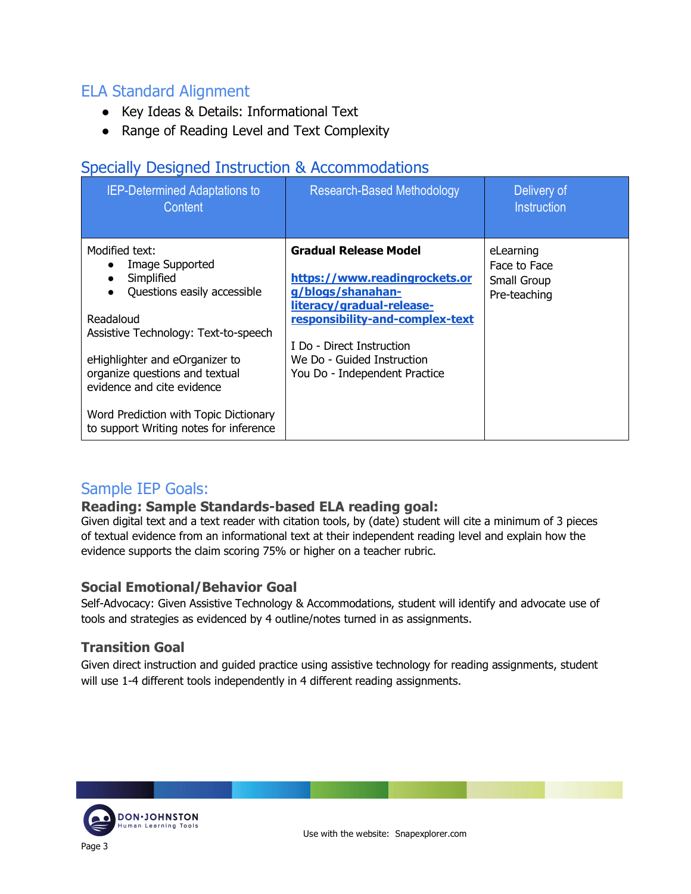## ELA Standard Alignment

- Key Ideas & Details: Informational Text
- Range of Reading Level and Text Complexity

## Specially Designed Instruction & Accommodations

| IEP-Determined Adaptations to Content | Research-Based Methodology | Delivery of Instruction |
|---|---|---|
| Modified text:<br>• Image Supported<br>• Simplified<br>• Questions easily accessible<br><br>Readaloud<br>Assistive Technology: Text-to-speech<br><br>eHighlighter and eOrganizer to organize questions and textual evidence and cite evidence<br><br>Word Prediction with Topic Dictionary to support Writing notes for inference | **Gradual Release Model**<br><br>**https://www.readingrockets.org/blogs/shanahan-literacy/gradual-release-responsibility-and-complex-text**<br><br>I Do - Direct Instruction<br>We Do - Guided Instruction<br>You Do - Independent Practice | eLearning<br>Face to Face<br>Small Group<br>Pre-teaching |

## Sample IEP Goals:

### Reading: Sample Standards-based ELA reading goal:

Given digital text and a text reader with citation tools, by (date) student will cite a minimum of 3 pieces of textual evidence from an informational text at their independent reading level and explain how the evidence supports the claim scoring 75% or higher on a teacher rubric.

### Social Emotional/Behavior Goal

Self-Advocacy: Given Assistive Technology & Accommodations, student will identify and advocate use of tools and strategies as evidenced by 4 outline/notes turned in as assignments.

### Transition Goal

Given direct instruction and guided practice using assistive technology for reading assignments, student will use 1-4 different tools independently in 4 different reading assignments.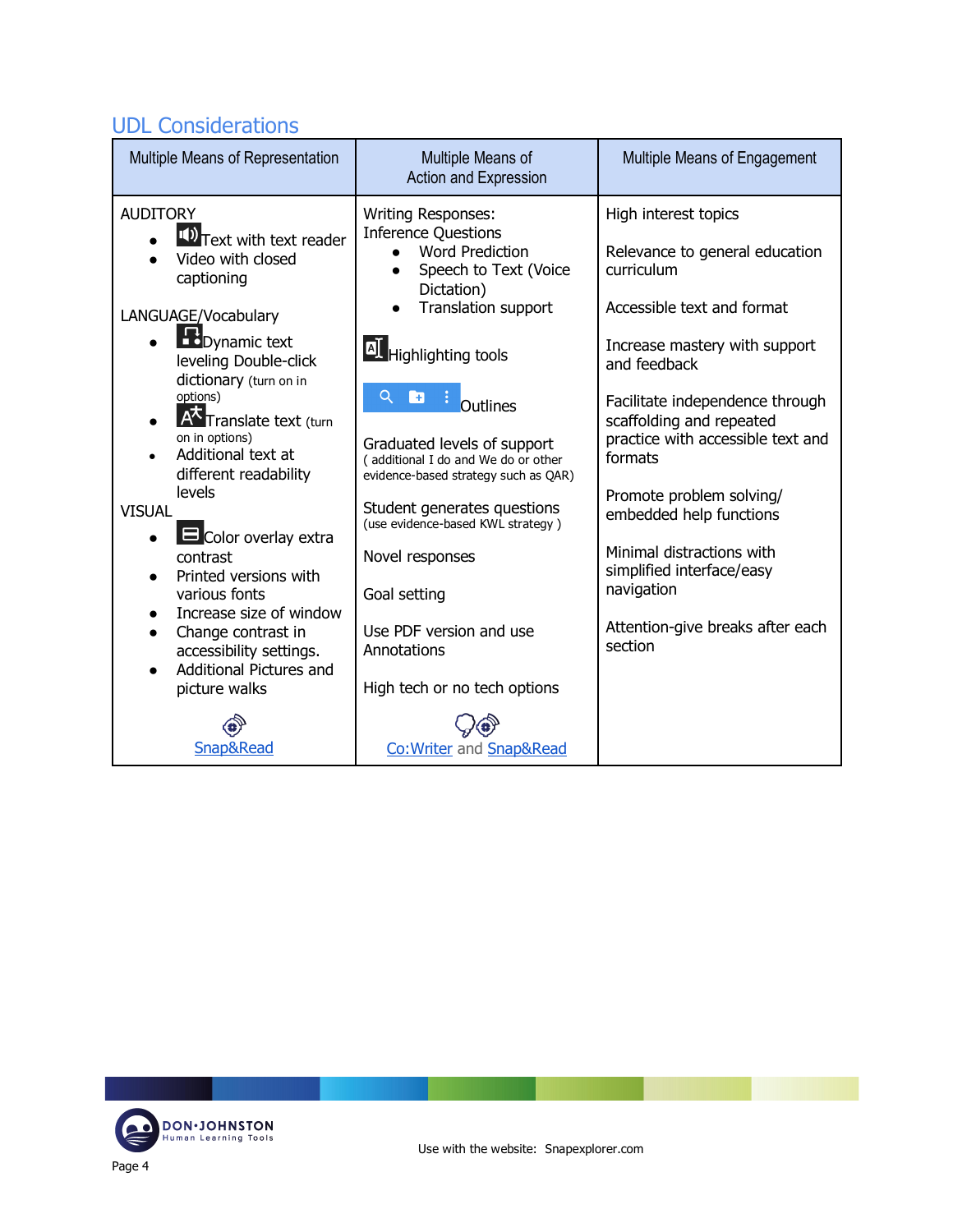## UDL Considerations

| Multiple Means of Representation | Multiple Means of Action and Expression | Multiple Means of Engagement |
|---|---|---|
| AUDITORY<br>• Text with text reader<br>• Video with closed captioning<br><br>LANGUAGE/Vocabulary<br>• Dynamic text leveling Double-click dictionary (turn on in options)<br>• Translate text (turn on in options)<br>• Additional text at different readability levels<br><br>VISUAL<br>• Color overlay extra contrast<br>• Printed versions with various fonts<br>• Increase size of window<br>• Change contrast in accessibility settings.<br>• Additional Pictures and picture walks<br><br>Snap&Read | Writing Responses: Inference Questions<br>• Word Prediction<br>• Speech to Text (Voice Dictation)<br>• Translation support<br><br>Highlighting tools<br><br>Outlines<br><br>Graduated levels of support ( additional I do and We do or other evidence-based strategy such as QAR)<br><br>Student generates questions (use evidence-based KWL strategy )<br><br>Novel responses<br><br>Goal setting<br><br>Use PDF version and use Annotations<br><br>High tech or no tech options<br><br>Co:Writer and Snap&Read | High interest topics<br><br>Relevance to general education curriculum<br><br>Accessible text and format<br><br>Increase mastery with support and feedback<br><br>Facilitate independence through scaffolding and repeated practice with accessible text and formats<br><br>Promote problem solving/ embedded help functions<br><br>Minimal distractions with simplified interface/easy navigation<br><br>Attention-give breaks after each section |

DON•JOHNSTON Human Learning Tools

Use with the website: Snapexplorer.com